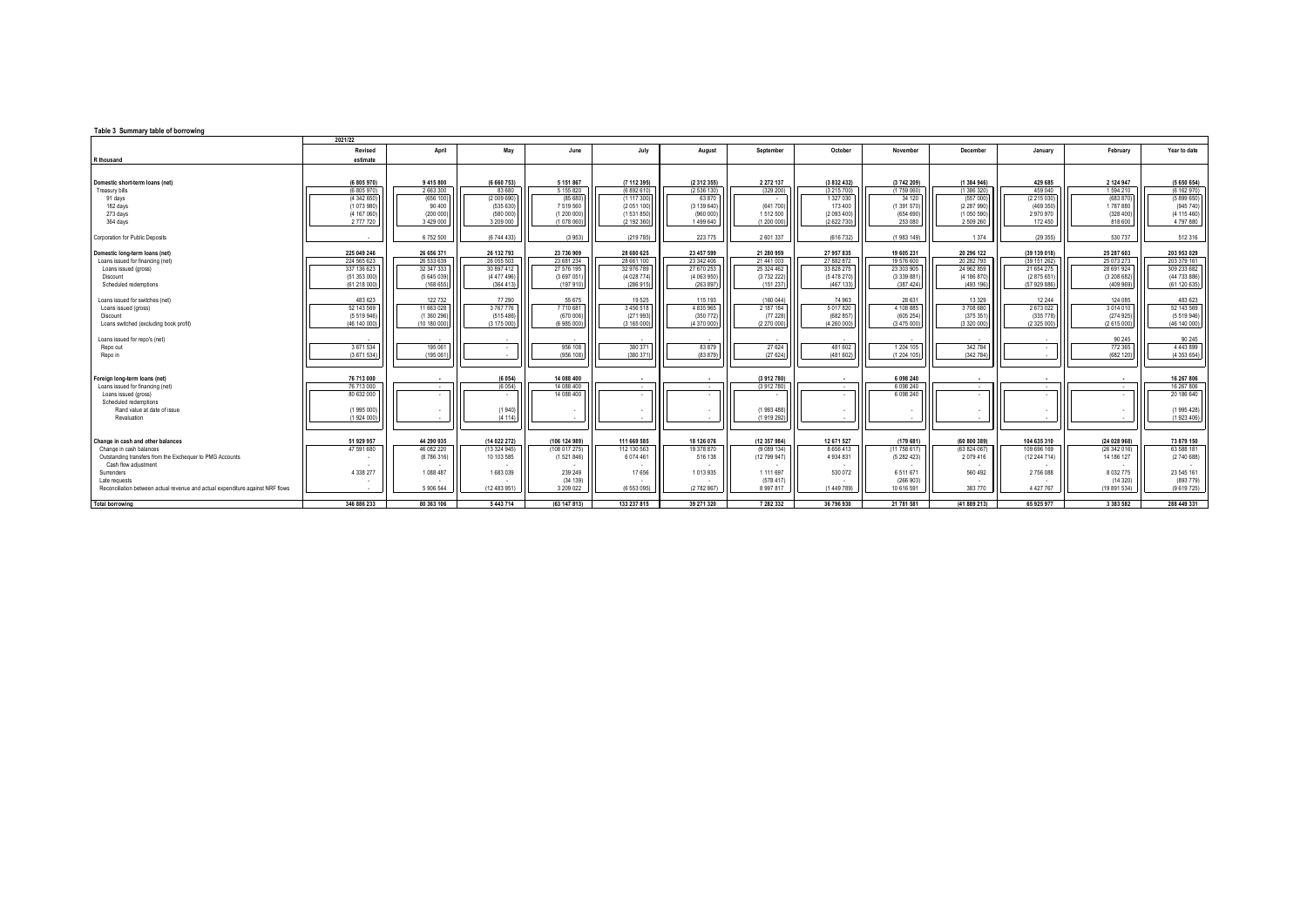**Table 3 Summary table of borrowing**

| R thousand | 2021/22 Revised estimate | April | May | June | July | August | September | October | November | December | January | February | Year to date |
|---|---|---|---|---|---|---|---|---|---|---|---|---|---|
| **Domestic short-term loans (net)** | **(6 805 970)** | **9 415 800** | **(6 660 753)** | **5 151 867** | **(7 112 395)** | **(2 312 355)** | **2 272 137** | **(3 832 432)** | **(3 742 209)** | **(1 384 946)** | **429 685** | **2 124 947** | **(5 650 654)** |
| Treasury bills | (6 805 970) | 2 663 300 | 83 680 | 5 155 820 | (6 892 610) | (2 536 130) | (329 200) | (3 215 700) | (1 759 060) | (1 386 320) | 459 040 | 1 594 210 | (6 162 970) |
| 91 days | (4 342 650) | (656 100) | (2 009 690) | (85 680) | (1 117 300) | 63 870 | - | 1 327 030 | 34 120 | (557 000) | (2 215 030) | (683 870) | (5 899 650) |
| 182 days | (1 073 980) | 90 400 | (535 630) | 7 519 560 | (2 051 100) | (3 139 640) | (641 700) | 173 400 | (1 391 570) | (2 287 990) | (469 350) | 1 787 880 | (945 740) |
| 273 days | (4 167 060) | (200 000) | (580 000) | (1 200 000) | (1 531 850) | (960 000) | 1 512 500 | (2 093 400) | (654 690) | (1 050 590) | 2 970 970 | (328 400) | (4 115 460) |
| 364 days | 2 777 720 | 3 429 000 | 3 209 000 | (1 078 060) | (2 192 360) | 1 499 640 | (1 200 000) | (2 622 730) | 253 080 | 2 509 260 | 172 450 | 818 600 | 4 797 880 |
| Corporation for Public Deposits | - | 6 752 500 | (6 744 433) | (3 953) | (219 785) | 223 775 | 2 601 337 | (616 732) | (1 983 149) | 1 374 | (29 355) | 530 737 | 512 316 |
| **Domestic long-term loans (net)** | **225 049 246** | **26 656 371** | **26 132 793** | **23 736 909** | **28 680 625** | **23 457 599** | **21 280 959** | **27 957 835** | **19 605 231** | **20 296 122** | **(39 139 018)** | **25 287 603** | **203 953 029** |
| Loans issued for financing (net) | 224 565 623 | 26 533 639 | 26 055 503 | 23 681 234 | 28 661 100 | 23 342 406 | 21 441 003 | 27 882 872 | 19 576 600 | 20 282 793 | (39 151 262) | 25 073 273 | 203 379 161 |
| Loans issued (gross) | 337 136 623 | 32 347 333 | 30 897 412 | 27 576 195 | 32 976 789 | 27 670 253 | 25 324 462 | 33 828 275 | 23 303 905 | 24 962 859 | 21 654 275 | 28 691 924 | 309 233 682 |
| Discount | (51 353 000) | (5 645 039) | (4 477 496) | (3 697 051) | (4 028 774) | (4 063 950) | (3 732 222) | (5 478 270) | (3 339 881) | (4 186 870) | (2 875 651) | (3 208 682) | (44 733 886) |
| Scheduled redemptions | (61 218 000) | (168 655) | (364 413) | (197 910) | (286 915) | (263 897) | (151 237) | (467 133) | (387 424) | (493 196) | (57 929 886) | (409 969) | (61 120 635) |
| Loans issued for switches (net) | 483 623 | 122 732 | 77 290 | 55 675 | 19 525 | 115 193 | (160 044) | 74 963 | 28 631 | 13 329 | 12 244 | 124 085 | 483 623 |
| Loans issued (gross) | 52 143 569 | 11 663 028 | 3 767 776 | 7 710 681 | 3 456 518 | 4 835 965 | 2 187 184 | 5 017 820 | 4 108 885 | 3 708 680 | 2 673 022 | 3 014 010 | 52 143 569 |
| Discount | (5 519 946) | (1 360 296) | (515 486) | (670 006) | (271 993) | (350 772) | (77 228) | (682 857) | (605 254) | (375 351) | (335 778) | (274 925) | (5 519 946) |
| Loans switched (excluding book profit) | (46 140 000) | (10 180 000) | (3 175 000) | (6 985 000) | (3 165 000) | (4 370 000) | (2 270 000) | (4 260 000) | (3 475 000) | (3 320 000) | (2 325 000) | (2 615 000) | (46 140 000) |
| Loans issued for repo's (net) | - | - | - | - | - | - | - | - | - | - | - | 90 245 | 90 245 |
| Repo out | 3 671 534 | 195 061 | - | 956 108 | 380 371 | 83 879 | 27 624 | 481 602 | 1 204 105 | 342 784 | - | 772 365 | 4 443 899 |
| Repo in | (3 671 534) | (195 061) | - | (956 108) | (380 371) | (83 879) | (27 624) | (481 602) | (1 204 105) | (342 784) | - | (682 120) | (4 353 654) |
| **Foreign long-term loans (net)** | **76 713 000** | **-** | **(6 054)** | **14 088 400** | **-** | **-** | **(3 912 780)** | **-** | **6 098 240** | **-** | **-** | **-** | **16 267 806** |
| Loans issued for financing (net) | 76 713 000 | - | (6 054) | 14 088 400 | - | - | (3 912 780) | - | 6 098 240 | - | - | - | 16 267 806 |
| Loans issued (gross) | 80 632 000 | - | - | 14 088 400 | - | - | - | - | 6 098 240 | - | - | - | 20 186 640 |
| Scheduled redemptions | | | | | | | | | | | | | |
| Rand value at date of issue | (1 995 000) | - | (1 940) | - | - | - | (1 993 488) | - | - | - | - | - | (1 995 428) |
| Revaluation | (1 924 000) | - | (4 114) | - | - | - | (1 919 292) | - | - | - | - | - | (1 923 406) |
| **Change in cash and other balances** | **51 929 957** | **44 290 935** | **(14 022 272)** | **(106 124 989)** | **111 669 585** | **18 126 076** | **(12 357 984)** | **12 671 527** | **(179 681)** | **(60 800 389)** | **104 635 310** | **(24 028 968)** | **73 879 150** |
| Change in cash balances | 47 591 680 | 46 082 220 | (13 324 945) | (108 017 275) | 112 130 563 | 19 378 670 | (9 089 134) | 8 656 413 | (11 758 617) | (63 824 067) | 109 696 169 | (26 342 016) | 63 588 181 |
| Outstanding transfers from the Exchequer to PMG Accounts | - | (8 786 316) | 10 103 585 | (1 521 846) | 6 074 461 | 516 138 | (12 799 947) | 4 934 831 | (5 282 423) | 2 079 416 | (12 244 714) | 14 186 127 | (2 740 688) |
| Cash flow adjustment | - | - | - | - | - | - | - | - | - | - | - | - | - |
| Surrenders | 4 338 277 | 1 088 487 | 1 683 039 | 239 249 | 17 656 | 1 013 935 | 1 111 697 | 530 072 | 6 511 671 | 560 492 | 2 756 088 | 8 032 775 | 23 545 161 |
| Late requests | - | - | - | (34 139) | - | - | (578 417) | - | (266 903) | - | - | (14 320) | (893 779) |
| Reconciliation between actual revenue and actual expenditure against NRF flows | - | 5 906 544 | (12 483 951) | 3 209 022 | (6 553 095) | (2 782 667) | 8 997 817 | (1 449 789) | 10 616 591 | 383 770 | 4 427 767 | (19 891 534) | (9 619 725) |
| **Total borrowing** | **346 886 233** | **80 363 106** | **5 443 714** | **(63 147 813)** | **133 237 815** | **39 271 320** | **7 282 332** | **36 796 930** | **21 781 581** | **(41 889 213)** | **65 925 977** | **3 383 582** | **288 449 331** |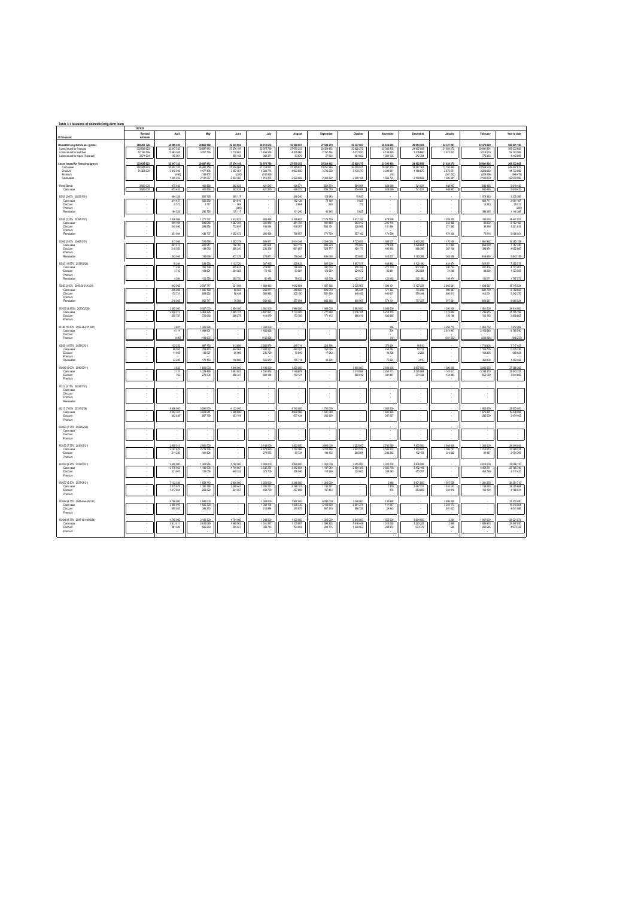**Table 3.1 Issuance of domestic long-term loans**

| R thousand | 2021/22 Revised estimate | April | May | June | July | August | September | October | November | December | January | February | Year to date |
|---|---|---|---|---|---|---|---|---|---|---|---|---|---|
| **Domestic long-term loans (gross)** | **389 451 726** | **46 265 422** | **34 665 188** | **35 242 564** | **36 613 478** | **33 586 667** | **27 539 270** | **30 327 607** | **28 078 895** | **29 014 323** | **24 327 297** | **32 479 299** | **365 821 120** |
| Loans issued for financing | 333 636 623 | 32 347 333 | 30 997 412 | 27 576 195 | 32 078 789 | 27 078 253 | 25 324 462 | 33 828 275 | 23 380 905 | 24 962 859 | 21 654 275 | 28 691 924 | 309 233 602 |
| Loans issued for switches | 52 143 569 | 11 663 530 | 3 767 776 | 7 716 681 | 3 458 519 | 4 835 965 | 2 187 191 | 5 017 820 | 4 108 880 | 3 708 680 | 2 673 022 | 3 014 010 | 52 143 569 |
| Loans issued for repo's (Repo out) | 3 671 534 | 195 559 | - | 856 108 | 360 371 | 63 879 | 27 624 | 481 603 | 1 204 100 | 342 784 | - | 773 365 | 4 443 899 |
| **Loans issued for financing (gross)** | **333 636 623** | **32 347 333** | **30 997 412** | **27 576 195** | **32 078 789** | **27 078 253** | **25 324 462** | **33 828 275** | **23 380 905** | **24 962 859** | **21 654 275** | **28 691 924** | **309 233 602** |
| Cash value | 282 283 622 | 25 697 145 | 24 462 130 | 21 524 564 | 27 218 007 | 21 385 421 | 19 251 348 | 26 359 621 | 16 387 219 | 18 587 367 | 17 195 465 | 22 539 219 | 243 407 613 |
| Discount | 51 353 009 | 5 645 039 | 4 677 496 | 3 697 001 | 4 028 774 | 4 069 950 | 3 732 222 | 5 478 270 | 3 338 991 | 4 158 870 | 2 875 631 | 3 288 652 | 44 730 886 |
| Premium | - | (493) | (193 607) | (200) | (182 836) | - | - | - | (16) | - | (391 232) | (209 856) | (948 472) |
| Revaluation | - | 1 005 042 | 2 131 987 | 2 354 900 | 1 012 274 | 2 223 682 | 2 340 892 | 2 390 184 | 1 568 723 | 2 198 622 | 1 946 391 | 2 163 659 | 22 043 598 |
| Retail bonds | 3 500 000 | 475 453 | 400 860 | 392 633 | 421 515 | 436 571 | 554 091 | 554 091 | 528 000 | 721 631 | 488 987 | 542 495 | 5 519 425 |
| Cash value | 3 500 000 | 475 453 | 400 860 | 392 633 | 421 515 | 436 571 | 554 091 | 554 091 | 528 000 | 721 631 | 488 987 | 542 495 | 5 519 425 |
| I2025 (2.00% 2025/01/31) | - | 484 328 | 600 720 | 390 117 | - | 286 240 | 123 945 | 15 625 | - | - | - | 1 079 365 | 2 230 386 |
| Cash value | - | 214 427 | 306 393 | 254 616 | - | 102 136 | 79 180 | 9 828 | - | - | - | 664 711 | 1 631 187 |
| Discount | - | 5 573 | 3 717 | 384 | - | 2 864 | 820 | 172 | - | - | - | 15 293 | 29 013 |
| Premium | - | - | - | (200) | - | - | - | - | - | - | - | - | (200) |
| Revaluation | - | 184 328 | 290 720 | 135 117 | - | 181 240 | 43 945 | 5 625 | - | - | - | 399 365 | 1 140 386 |
| I2038 (2.25% 2038/01/31) | - | 1 536 684 | 1 271 737 | 3 612 072 | 888 436 | 2 166 657 | 2 178 750 | 1 617 162 | 479 599 | - | 1 289 328 | 108 016 | 14 647 027 |
| Cash value | - | 444 101 | 546 046 | 1 587 309 | 331 918 | 981 783 | 801 659 | 563 773 | 203 116 | - | 543 438 | 60 802 | 6 152 150 |
| Discount | - | 246 896 | 288 958 | 772 691 | 198 884 | 518 267 | 553 151 | 326 988 | 101 884 | - | 271 565 | 26 998 | 3 251 618 |
| Premium | - | - | - | - | - | - | - | - | - | - | - | - | - |
| Revaluation | - | 351 984 | 436 733 | 1 252 072 | 288 436 | 766 657 | 771 750 | 597 162 | 174 599 | - | 474 328 | 73 016 | 5 066 551 |
| I2046 (2.50% 2046/03/31) | - | 813 046 | 515 896 | 1 552 379 | 860 871 | 2 414 344 | 2 008 028 | 1 723 803 | 1 888 507 | 3 440 295 | 1 170 598 | 1 861 992 | 18 283 159 |
| Cash value | - | 351 415 | 226 517 | 756 760 | 381 604 | 960 113 | 846 223 | 715 823 | 779 938 | 1 426 654 | 517 864 | 846 839 | 7 797 340 |
| Discount | - | 218 585 | 139 083 | 368 240 | 233 396 | 661 887 | 620 777 | 454 177 | 495 062 | 888 286 | 267 136 | 398 991 | 4 652 660 |
| Premium | - | - | - | - | - | - | - | - | - | - | - | - | - |
| Revaluation | - | 243 046 | 150 896 | 477 379 | 278 871 | 794 344 | 634 028 | 553 803 | 613 507 | 1 125 295 | 385 598 | 616 992 | 5 843 159 |
| I2033 (1.875% 2033/02/28) | - | 18 384 | 536 528 | 1 123 720 | 387 465 | 329 833 | 688 539 | 1 887 017 | 488 683 | 1 132 190 | 426 474 | 320 071 | 7 292 573 |
| Cash value | - | 11 258 | 302 198 | 635 615 | 210 853 | 186 459 | 391 573 | 958 328 | 272 179 | 637 436 | 240 732 | 201 404 | 4 121 427 |
| Discount | - | 3 742 | 109 801 | 204 385 | 75 163 | 63 591 | 123 933 | 324 672 | 92 681 | 212 564 | 76 268 | 88 596 | 1 373 556 |
| Premium | - | - | - | - | - | - | - | - | - | - | - | - | - |
| Revaluation | - | 4 384 | 123 528 | 283 720 | 92 465 | 79 833 | 163 539 | 422 017 | 123 683 | 282 190 | 109 474 | 130 071 | 1 797 573 |
| I2050 (2.50% 2049/50/51/12/31) | - | 643 053 | 2 767 717 | 221 066 | 1 894 433 | 1 012 884 | 1 827 366 | 2 335 567 | 1 594 101 | 2 127 227 | 2 602 581 | 1 638 587 | 18 715 635 |
| Cash value | - | 249 203 | 1 525 196 | 88 502 | 643 637 | 349 805 | 684 070 | 785 944 | 571 363 | 773 656 | 996 391 | 621 769 | 6 792 623 |
| Discount | - | 175 737 | 689 828 | 56 498 | 588 863 | 325 195 | 551 830 | 649 456 | 443 637 | 576 344 | 690 613 | 413 201 | 5 242 276 |
| Premium | - | - | - | - | - | - | - | - | - | - | - | - | - |
| Revaluation | - | 218 060 | 552 717 | 76 066 | 654 433 | 337 884 | 682 366 | 800 567 | 579 101 | 777 227 | 977 581 | 603 587 | 6 680 524 |
| R2035 (8.875% 2035/02/28) | - | 2 380 000 | 6 087 000 | 3 854 000 | 3 581 000 | 1 948 000 | 1 949 000 | 5 883 000 | 5 846 000 | - | 1 300 000 | 1 951 000 | 34 914 000 |
| Cash value | - | 2 038 213 | 5 364 335 | 3 465 721 | 3 467 631 | 1 774 205 | 1 777 888 | 5 016 161 | 5 210 115 | - | 1 173 834 | 1 795 815 | 31 105 198 |
| Discount | - | 350 787 | 722 665 | 388 279 | 413 979 | 173 795 | 171 112 | 866 839 | 635 885 | - | 126 166 | 155 185 | 3 808 802 |
| Premium | - | - | - | - | - | - | - | - | - | - | - | - | - |
| R186 (10.50% 2025-26-27/12/21) | - | 3 621 | 1 300 996 | - | 1 300 000 | - | - | - | 190 | - | 3 252 715 | 1 953 752 | 7 812 288 |
| Cash value | - | 4 114 | 1 494 603 | - | 1 482 836 | - | - | - | 206 | - | 3 614 947 | 2 163 648 | 8 760 345 |
| Discount | - | - | - | - | - | - | - | - | - | - | - | - | - |
| Premium | - | (493) | (193 607) | - | (182 836) | - | - | - | (16) | - | (391 232) | (209 856) | (948 472) |
| I2029 (1.875% 2029/03/31) | - | 133 235 | 987 103 | 813 686 | 2 665 979 | 813 714 | 223 204 | - | 370 634 | 18 910 | - | 1 713 808 | 7 717 423 |
| Cash value | - | 98 055 | 759 412 | 604 004 | 1 924 271 | 584 351 | 162 058 | - | 254 742 | 12 717 | - | 1 185 705 | 5 535 276 |
| Discount | - | 11 945 | 65 527 | 60 996 | 235 739 | 73 649 | 17 942 | - | 40 258 | 2 283 | - | 164 295 | 669 624 |
| Premium | - | - | - | - | - | - | - | - | - | - | - | - | - |
| Revaluation | - | 23 235 | 172 103 | 148 686 | 505 979 | 155 714 | 43 204 | - | 75 634 | 3 910 | - | 363 808 | 1 492 423 |
| R2040 (9.00% 2040/01/31) | - | 3 833 | 1 600 000 | 1 948 000 | 5 196 000 | 1 300 000 | - | 3 800 000 | 2 600 000 | 3 897 000 | 1 300 000 | 5 843 009 | 27 588 260 |
| Cash value | - | 3 131 | 1 329 496 | 1 691 653 | 4 531 816 | 1 149 879 | - | 3 219 904 | 2 258 113 | 3 325 668 | 1 145 617 | 5 188 370 | 23 843 727 |
| Discount | - | 702 | 270 504 | 256 347 | 664 184 | 150 121 | - | 580 096 | 341 887 | 571 332 | 154 383 | 655 609 | 3 644 668 |
| Premium | - | - | - | - | - | - | - | - | - | - | - | - | - |
| R212 (2.75% 2022/01/31) | - | - | - | - | - | - | - | - | - | - | - | - | - |
| Cash value | - | - | - | - | - | - | - | - | - | - | - | - | - |
| Discount | - | - | - | - | - | - | - | - | - | - | - | - | - |
| Premium | - | - | - | - | - | - | - | - | - | - | - | - | - |
| Revaluation | - | - | - | - | - | - | - | - | - | - | - | - | - |
| R213 (7.00% 2031/02/28) | - | 4 906 000 | 3 591 000 | 4 123 000 | - | 4 740 000 | 1 790 000 | - | 1 950 000 | - | - | 1 953 000 | 22 953 000 |
| Cash value | - | 4 002 361 | 3 033 261 | 3 588 896 | - | 4 062 366 | 1 547 060 | - | 1 602 963 | - | - | 1 670 491 | 19 478 898 |
| Discount | - | 903 639 | 567 739 | 534 104 | - | 677 634 | 242 940 | - | 347 037 | - | - | 282 509 | 3 474 450 |
| Premium | - | - | - | - | - | - | - | - | - | - | - | - | - |
| R2023 (7.75% 2023/02/28) | - | - | - | - | - | - | - | - | - | - | - | - | - |
| Cash value | - | - | - | - | - | - | - | - | - | - | - | - | - |
| Discount | - | - | - | - | - | - | - | - | - | - | - | - | - |
| Premium | - | - | - | - | - | - | - | - | - | - | - | - | - |
| R2030 (8.00% 2030/01/31) | - | 2 408 015 | 2 988 000 | - | 5 149 000 | 1 950 000 | 3 988 000 | 2 253 000 | 2 742 589 | 1 950 000 | 3 908 439 | 1 300 000 | 28 344 843 |
| Cash value | - | 2 197 679 | 2 716 196 | - | 4 870 925 | 1 752 288 | 3 789 868 | 2 972 093 | 2 506 307 | 1 758 847 | 3 593 797 | 1 215 513 | 27 373 513 |
| Discount | - | 211 336 | 191 804 | - | 278 075 | 69 734 | 198 132 | 280 984 | 236 282 | 192 153 | 314 642 | 84 487 | 2 034 769 |
| Premium | - | - | - | - | - | - | - | - | - | - | - | - | - |
| R2032 (8.25% 2032/03/31) | - | 2 400 000 | 1 385 966 | 5 198 000 | 3 903 000 | 3 899 000 | 1 300 000 | 2 055 000 | 2 022 000 | 3 908 096 | - | 6 913 000 | 33 086 170 |
| Cash value | - | 2 078 053 | 1 165 906 | 4 748 667 | 3 532 295 | 3 542 954 | 1 187 040 | 2 684 395 | 2 682 755 | 3 492 449 | - | 6 459 231 | 29 765 745 |
| Discount | - | 321 947 | 120 058 | 449 333 | 370 705 | 356 046 | 112 960 | 370 605 | 339 245 | 415 707 | - | 453 769 | 3 319 425 |
| Premium | - | - | - | - | - | - | - | - | - | - | - | - | - |
| R2037 (8.50% 2037/01/31) | - | 7 133 309 | 1 659 710 | 2 608 000 | 3 250 000 | 3 266 000 | 1 300 000 | - | 2 848 | 3 901 000 | 1 957 558 | 1 381 209 | 36 361 715 |
| Cash value | - | 5 815 675 | 1 391 388 | 2 288 443 | 2 790 231 | 2 768 151 | 1 132 537 | - | 2 370 | 3 267 731 | 1 633 140 | 1 198 065 | 32 163 684 |
| Discount | - | 1 317 634 | 268 322 | 321 557 | 459 769 | 497 860 | 167 463 | - | 478 | 632 269 | 324 418 | 183 154 | 4 198 031 |
| Premium | - | - | - | - | - | - | - | - | - | - | - | - | - |
| R2044 (8.75% 2043-44-45/01/31) | - | 4 786 000 | 1 940 000 | - | 1 300 000 | 1 967 000 | 6 080 000 | 3 248 000 | 135 490 | - | 3 896 000 | - | 23 352 490 |
| Cash value | - | 3 885 097 | 1 595 790 | - | 1 089 106 | 1 636 330 | 5 182 690 | 2 661 271 | 111 047 | - | 3 264 173 | - | 19 310 504 |
| Discount | - | 900 903 | 344 210 | - | 210 894 | 319 670 | 897 310 | 586 729 | 24 443 | - | 631 827 | - | 4 041 986 |
| Premium | - | - | - | - | - | - | - | - | - | - | - | - | - |
| R2048 (8.75% 2047-48-49/02/28) | - | 4 795 000 | 3 180 309 | 1 754 000 | 1 948 000 | 1 300 000 | 1 300 000 | 6 845 000 | 1 555 000 | 3 894 000 | 2 284 | 1 947 000 | 28 521 573 |
| Cash value | - | 3 813 411 | 2 615 049 | 1 498 963 | 1 611 287 | 1 105 997 | 1 095 225 | 5 618 448 | 1 315 028 | 3 220 228 | 2 186 | 1 654 415 | 23 547 850 |
| Discount | - | 981 589 | 565 260 | 255 037 | 336 713 | 194 003 | 204 775 | 1 226 552 | 239 972 | 673 772 | 98 | 292 585 | 4 973 723 |
| Premium | - | - | - | - | - | - | - | - | - | - | - | - | - |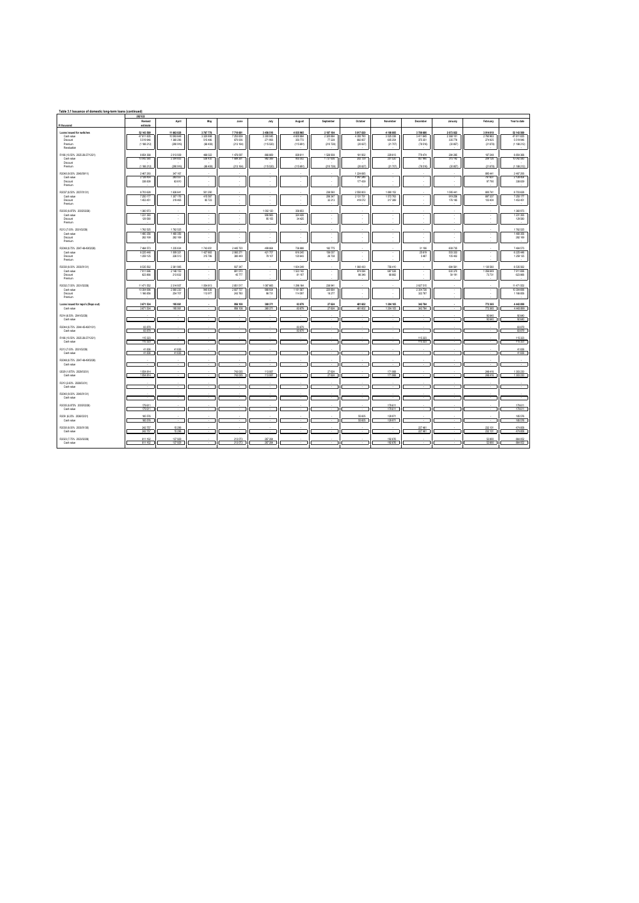**Table 3.1 Issuance of domestic long-term loans (continued)**

| R thousand | 2021/22 Revised estimate | April | May | June | July | August | September | October | November | December | January | February | Year to date |
|---|---|---|---|---|---|---|---|---|---|---|---|---|---|
| **Loans issued for switches** | **52 143 569** | **11 663 020** | **3 767 775** | **7 718 681** | **3 458 516** | **4 835 965** | **2 187 184** | **5 917 620** | **4 108 005** | **2 709 680** | **3 673 822** | **3 914 010** | **52 143 569** |
| Cash value | 47 811 835 | 10 583 648 | 3 328 696 | 7 253 839 | 3 303 045 | 4 600 884 | 2 320 664 | 4 955 790 | 3 525 336 | 3 411 845 | 3 308 181 | 2 780 863 | 47 811 835 |
| Discount | 5 519 946 | 1 368 296 | 515 496 | 678 006 | 271 903 | 350 772 | 77 228 | 982 657 | 605 254 | 375 351 | 335 778 | 274 625 | 5 519 946 |
| Premium | (1 188 212) | (288 916) | (68 408) | (213 164) | (116 530) | (115 691) | (210 728) | (20 827) | (21 707) | (78 516) | (30 857) | (21 078) | (1 188 212) |
| Revaluation | - | - | - | - | - | - | - | - | - | - | - | - | - |
| R186 (10.50% 2025-26-27/12/21) | 8 054 308 | 2 013 509 | 468 022 | 1 476 097 | 866 800 | 838 811 | 1 526 900 | 181 902 | 229 815 | 779 474 | 284 285 | 187 248 | 8 054 308 |
| Cash value | 12 042 580 | 2 384 633 | 536 430 | 1 689 261 | 982 259 | 955 502 | 1 737 628 | 202 729 | 251 522 | 857 990 | 315 142 | 209 126 | 12 042 580 |
| Discount | - | - | - | - | - | - | - | - | - | - | - | - | - |
| Premium | (1 188 212) | (288 916) | (68 408) | (213 164) | (116 530) | (115 691) | (210 728) | (20 827) | (21 707) | (78 516) | (30 857) | (21 078) | (1 188 212) |
| R2040 (9.00% 2040/01/31) | 2 467 280 | 347 187 | - | - | - | - | - | 1 224 665 | - | - | - | 895 441 | 2 467 280 |
| Cash value | 2 128 404 | 283 533 | - | - | - | - | - | 1 047 246 | - | - | - | 797 651 | 2 128 404 |
| Discount | 338 839 | 63 617 | - | - | - | - | - | 177 419 | - | - | - | 97 790 | 338 839 |
| R2037 (8.50% 2037/01/31) | 8 703 628 | 1 626 641 | 561 290 | - | - | - | 238 560 | 2 550 803 | 1 880 153 | - | 1 095 441 | 800 741 | 8 703 628 |
| Cash value | 7 250 177 | 1 307 176 | 475 567 | - | - | - | 206 347 | 2 131 731 | 1 572 765 | - | 914 258 | 687 337 | 7 250 177 |
| Discount | 1 453 451 | 319 465 | 85 723 | - | - | - | 32 213 | 419 072 | 317 388 | - | 176 165 | 153 404 | 1 453 451 |
| R2035 (8.875% 2035/02/28) | 1 360 973 | - | - | - | 1 002 120 | 358 853 | - | - | - | - | - | - | 1 360 973 |
| Cash value | 1 231 393 | - | - | - | 906 665 | 324 428 | - | - | - | - | - | - | 1 231 393 |
| Discount | 129 580 | - | - | - | 95 155 | 34 425 | - | - | - | - | - | - | 129 580 |
| Premium | - | - | - | - | - | - | - | - | - | - | - | - | - |
| R213 (7.00% 2031/02/28) | 1 762 525 | 1 762 525 | - | - | - | - | - | - | - | - | - | - | 1 762 525 |
| Cash value | 1 480 356 | 1 480 356 | - | - | - | - | - | - | - | - | - | - | 1 480 356 |
| Discount | 282 169 | 282 169 | - | - | - | - | - | - | - | - | - | - | 282 169 |
| Premium | - | - | - | - | - | - | - | - | - | - | - | - | - |
| R2048 (8.75% 2047-48-49/02/28) | 7 484 573 | 1 235 634 | 1 743 651 | 2 466 720 | 499 864 | 736 866 | 182 773 | - | - | 31 188 | 600 735 | - | 7 484 573 |
| Cash value | 6 225 448 | 1 009 321 | 1 427 865 | 2 066 271 | 421 757 | 616 245 | 156 037 | - | - | 25 616 | 500 333 | - | 6 225 448 |
| Discount | 1 259 125 | 236 513 | 315 786 | 388 449 | 78 107 | 120 643 | 26 738 | - | - | 5 487 | 105 402 | - | 1 259 125 |
| Premium | - | - | - | - | - | - | - | - | - | - | - | - | - |
| R2030 (8.00% 2030/01/31) | 8 525 562 | 2 361 985 | - | 937 347 | - | 1 604 299 | - | 1 060 453 | 758 410 | - | 684 561 | 1 130 500 | 8 525 562 |
| Cash value | 7 911 696 | 2 148 153 | - | 891 570 | - | 1 523 143 | - | 974 064 | 687 528 | - | 630 370 | 1 056 849 | 7 911 696 |
| Discount | 623 866 | 213 832 | - | 45 777 | - | 81 157 | - | 86 345 | 68 882 | - | 54 191 | 73 731 | 623 866 |
| Premium | - | - | - | - | - | - | - | - | - | - | - | - | - |
| R2032 (8.25% 2032/03/31) | 11 471 552 | 2 314 937 | 1 054 813 | 2 851 517 | 1 087 665 | 1 286 194 | 238 941 | - | - | 2 627 515 | - | - | 11 471 552 |
| Cash value | 10 304 696 | 2 060 230 | 940 836 | 2 607 737 | 988 934 | 1 161 567 | 220 664 | - | - | 2 304 728 | - | - | 10 304 696 |
| Discount | 1 166 856 | 254 707 | 113 977 | 243 780 | 98 731 | 114 667 | 18 277 | - | - | 322 787 | - | - | 1 166 856 |
| Premium | - | - | - | - | - | - | - | - | - | - | - | - | - |
| **Loans issued for repo's (Repo out)** | **3 671 534** | **185 091** | **-** | **956 108** | **380 271** | **83 879** | **27 634** | **481 602** | **1 204 103** | **342 784** | **-** | **772 365** | **4 442 899** |
| Cash value | 3 671 534 | 185 091 | - | 956 108 | 380 271 | 83 879 | 27 634 | 481 602 | 1 204 103 | 342 784 | - | 772 365 | 4 442 899 |
| R214 (6.50% 2041/02/28) | - | - | - | - | - | - | - | - | - | - | - | 92 640 | 92 640 |
| Cash value | - | - | - | - | - | - | - | - | - | - | - | 92 640 | 92 640 |
| R2044 (8.75% 2044-45-46/01/31) | 83 879 | - | - | - | - | 83 879 | - | - | - | - | - | - | 83 879 |
| Cash value | 83 879 | - | - | - | - | 83 879 | - | - | - | - | - | - | 83 879 |
| R186 (10.50% 2025-26-27/12/21) | 115 323 | - | - | - | - | - | - | - | - | 115 323 | - | - | 115 323 |
| Cash value | 115 323 | - | - | - | - | - | - | - | - | 115 323 | - | - | 115 323 |
| R213 (7.00% 2031/02/28) | 41 836 | 41 836 | - | - | - | - | - | - | - | - | - | - | 41 836 |
| Cash value | 41 836 | 41 836 | - | - | - | - | - | - | - | - | - | - | 41 836 |
| R2048 (8.75% 2047-48-49/02/28) | - | - | - | - | - | - | - | - | - | - | - | - | - |
| Cash value | - | - | - | - | - | - | - | - | - | - | - | - | - |
| I2029 (1.875% 2029/03/31) | 1 004 914 | - | - | 743 035 | 113 887 | - | 27 634 | - | 171 898 | - | - | 249 416 | 1 305 220 |
| Cash value | 1 004 914 | - | - | 743 035 | 113 887 | - | 27 634 | - | 171 898 | - | - | 249 416 | 1 305 220 |
| R210 (2.60% 2028/03/31) | - | - | - | - | - | - | - | - | - | - | - | - | - |
| Cash value | - | - | - | - | - | - | - | - | - | - | - | - | - |
| R2040 (9.00% 2040/01/31) | - | - | - | - | - | - | - | - | - | - | - | - | - |
| Cash value | - | - | - | - | - | - | - | - | - | - | - | - | - |
| R2035 (8.875% 2035/02/28) | 179 611 | - | - | - | - | - | - | - | 179 611 | - | - | - | 179 611 |
| Cash value | 179 611 | - | - | - | - | - | - | - | 179 611 | - | - | - | 179 611 |
| R209 (6.25% 2036/03/31) | 185 576 | - | - | - | - | - | - | 55 605 | 129 971 | - | - | - | 185 576 |
| Cash value | 185 576 | - | - | - | - | - | - | 55 605 | 129 971 | - | - | - | 185 576 |
| R2030 (8.00% 2030/01/31) | 242 757 | 15 206 | - | - | - | - | - | - | - | 227 461 | - | 232 101 | 474 808 |
| Cash value | 242 757 | 15 206 | - | - | - | - | - | - | - | 227 461 | - | 232 101 | 474 808 |
| R2023 (7.75% 2023/02/28) | 811 162 | 137 929 | - | 213 073 | 267 284 | - | - | - | 192 876 | - | - | 52 890 | 864 052 |
| Cash value | 811 162 | 137 929 | - | 213 073 | 267 284 | - | - | - | 192 876 | - | - | 52 890 | 864 052 |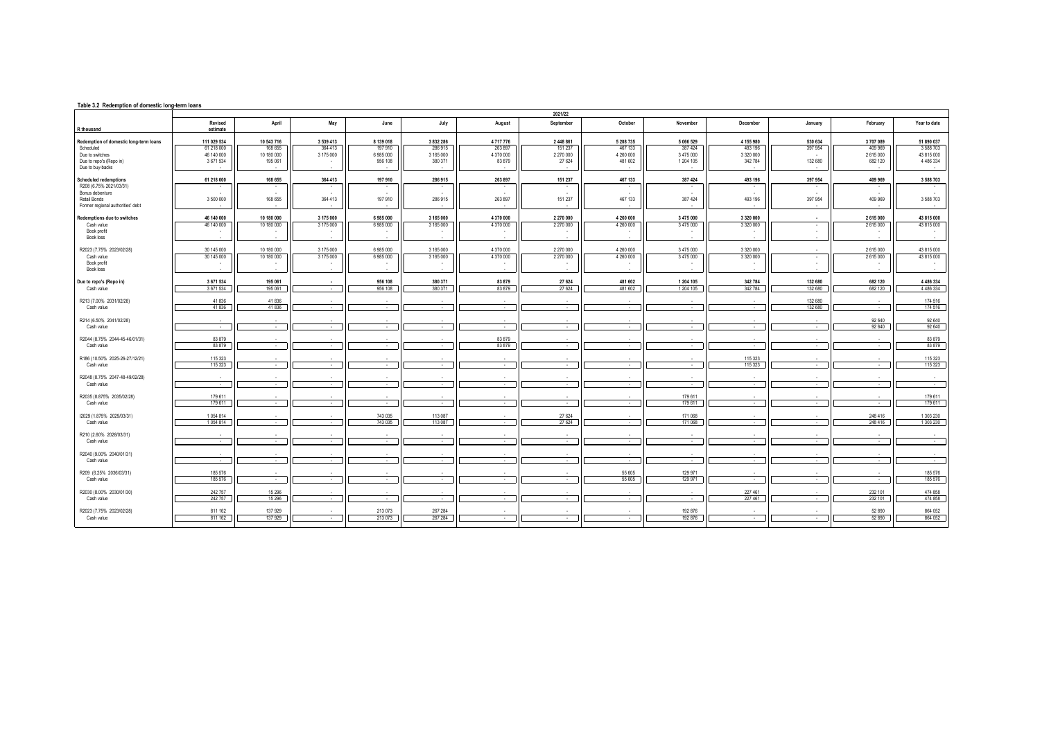**Table 3.2 Redemption of domestic long-term loans**

| R thousand | Revised estimate | April | May | June | July | August | September | October | November | December | January | February | Year to date |
|---|---|---|---|---|---|---|---|---|---|---|---|---|---|
| | | | | | | | 2021/22 | | | | | | |
| **Redemption of domestic long-term loans** | **111 029 534** | **10 543 716** | **3 539 413** | **8 139 018** | **3 832 286** | **4 717 776** | **2 448 861** | **5 208 735** | **5 066 529** | **4 155 980** | **530 634** | **3 707 089** | **51 890 037** |
| Scheduled | 61 218 000 | 168 655 | 364 413 | 197 910 | 286 915 | 263 897 | 151 237 | 467 133 | 387 424 | 493 196 | 397 954 | 409 969 | 3 588 703 |
| Due to switches | 46 140 000 | 10 180 000 | 3 175 000 | 6 985 000 | 3 165 000 | 4 370 000 | 2 270 000 | 4 260 000 | 3 475 000 | 3 320 000 | - | 2 615 000 | 43 815 000 |
| Due to repo's (Repo in) | 3 671 534 | 195 061 | - | 956 108 | 380 371 | 83 879 | 27 624 | 481 602 | 1 204 105 | 342 784 | 132 680 | 682 120 | 4 486 334 |
| Due to buy-backs | - | - | - | - | - | - | - | - | - | - | - | - | - |
| **Scheduled redemptions** | **61 218 000** | **168 655** | **364 413** | **197 910** | **286 915** | **263 897** | **151 237** | **467 133** | **387 424** | **493 196** | **397 954** | **409 969** | **3 588 703** |
| R208 (6.75% 2021/03/31) | - | - | - | - | - | - | - | - | - | - | - | - | - |
| Bonus debenture | - | - | - | - | - | - | - | - | - | - | - | - | - |
| Retail Bonds | 3 500 000 | 168 655 | 364 413 | 197 910 | 286 915 | 263 897 | 151 237 | 467 133 | 387 424 | 493 196 | 397 954 | 409 969 | 3 588 703 |
| Former regional authorities' debt | - | - | - | - | - | - | - | - | - | - | - | - | - |
| **Redemptions due to switches** | **46 140 000** | **10 180 000** | **3 175 000** | **6 985 000** | **3 165 000** | **4 370 000** | **2 270 000** | **4 260 000** | **3 475 000** | **3 320 000** | **-** | **2 615 000** | **43 815 000** |
| Cash value | 46 140 000 | 10 180 000 | 3 175 000 | 6 985 000 | 3 165 000 | 4 370 000 | 2 270 000 | 4 260 000 | 3 475 000 | 3 320 000 | - | 2 615 000 | 43 815 000 |
| Book profit | - | - | - | - | - | - | - | - | - | - | - | - | - |
| Book loss | - | - | - | - | - | - | - | - | - | - | - | - | - |
| R2023 (7.75% 2023/02/28) | 30 145 000 | 10 180 000 | 3 175 000 | 6 985 000 | 3 165 000 | 4 370 000 | 2 270 000 | 4 260 000 | 3 475 000 | 3 320 000 | - | 2 615 000 | 43 815 000 |
| Cash value | 30 145 000 | 10 180 000 | 3 175 000 | 6 985 000 | 3 165 000 | 4 370 000 | 2 270 000 | 4 260 000 | 3 475 000 | 3 320 000 | - | 2 615 000 | 43 815 000 |
| Book profit | - | - | - | - | - | - | - | - | - | - | - | - | - |
| Book loss | - | - | - | - | - | - | - | - | - | - | - | - | - |
| **Due to repo's (Repo in)** | **3 671 534** | **195 061** | **-** | **956 108** | **380 371** | **83 879** | **27 624** | **481 602** | **1 204 105** | **342 784** | **132 680** | **682 120** | **4 486 334** |
| Cash value | 3 671 534 | 195 061 | - | 956 108 | 380 371 | 83 879 | 27 624 | 481 602 | 1 204 105 | 342 784 | 132 680 | 682 120 | 4 486 334 |
| R213 (7.00% 2031/02/28) | 41 836 | 41 836 | - | - | - | - | - | - | - | - | 132 680 | - | 174 516 |
| Cash value | 41 836 | 41 836 | - | - | - | - | - | - | - | - | 132 680 | - | 174 516 |
| R214 (6.50% 2041/02/28) | - | - | - | - | - | - | - | - | - | - | - | 92 640 | 92 640 |
| Cash value | - | - | - | - | - | - | - | - | - | - | - | 92 640 | 92 640 |
| R2044 (8.75% 2044-45-46/01/31) | 83 879 | - | - | - | - | 83 879 | - | - | - | - | - | - | 83 879 |
| Cash value | 83 879 | - | - | - | - | 83 879 | - | - | - | - | - | - | 83 879 |
| R186 (10.50% 2025-26-27/12/21) | 115 323 | - | - | - | - | - | - | - | - | 115 323 | - | - | 115 323 |
| Cash value | 115 323 | - | - | - | - | - | - | - | - | 115 323 | - | - | 115 323 |
| R2048 (8.75% 2047-48-49/02/28) | - | - | - | - | - | - | - | - | - | - | - | - | - |
| Cash value | - | - | - | - | - | - | - | - | - | - | - | - | - |
| R2035 (8.875% 2035/02/28) | 179 611 | - | - | - | - | - | - | - | 179 611 | - | - | - | 179 611 |
| Cash value | 179 611 | - | - | - | - | - | - | - | 179 611 | - | - | - | 179 611 |
| I2029 (1.875% 2029/03/31) | 1 054 814 | - | - | 743 035 | 113 087 | - | 27 624 | - | 171 068 | - | - | 248 416 | 1 303 230 |
| Cash value | 1 054 814 | - | - | 743 035 | 113 087 | - | 27 624 | - | 171 068 | - | - | 248 416 | 1 303 230 |
| R210 (2.60% 2028/03/31) | - | - | - | - | - | - | - | - | - | - | - | - | - |
| Cash value | - | - | - | - | - | - | - | - | - | - | - | - | - |
| R2040 (9.00% 2040/01/31) | - | - | - | - | - | - | - | - | - | - | - | - | - |
| Cash value | - | - | - | - | - | - | - | - | - | - | - | - | - |
| R209 (6.25% 2036/03/31) | 185 576 | - | - | - | - | - | - | 55 605 | 129 971 | - | - | - | 185 576 |
| Cash value | 185 576 | - | - | - | - | - | - | 55 605 | 129 971 | - | - | - | 185 576 |
| R2030 (8.00% 2030/01/30) | 242 757 | 15 296 | - | - | - | - | - | - | - | 227 461 | - | 232 101 | 474 858 |
| Cash value | 242 757 | 15 296 | - | - | - | - | - | - | - | 227 461 | - | 232 101 | 474 858 |
| R2023 (7.75% 2023/02/28) | 811 162 | 137 929 | - | 213 073 | 267 284 | - | - | - | 192 876 | - | - | 52 890 | 864 052 |
| Cash value | 811 162 | 137 929 | - | 213 073 | 267 284 | - | - | - | 192 876 | - | - | 52 890 | 864 052 |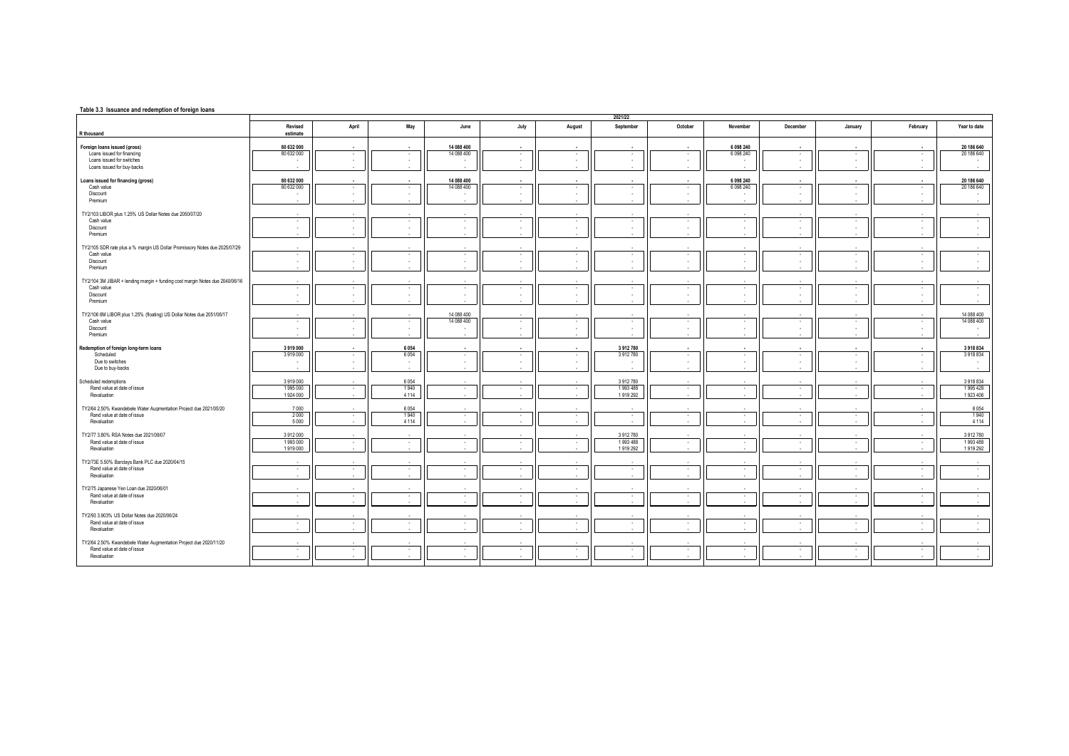**Table 3.3 Issuance and redemption of foreign loans**

| R thousand | Revised estimate | April | May | June | July | August | September | October | November | December | January | February | Year to date |
|---|---|---|---|---|---|---|---|---|---|---|---|---|---|
| | 2021/22 | | | | | | | | | | | | |
| **Foreign loans issued (gross)** | **80 632 000** | **-** | **-** | **14 088 400** | **-** | **-** | **-** | **-** | **6 098 240** | **-** | **-** | **-** | **20 186 640** |
| Loans issued for financing | 80 632 000 | - | - | 14 088 400 | - | - | - | - | 6 098 240 | - | - | - | 20 186 640 |
| Loans issued for switches | - | - | - | - | - | - | - | - | - | - | - | - | - |
| Loans issued for buy-backs | - | - | - | - | - | - | - | - | - | - | - | - | - |
| **Loans issued for financing (gross)** | **80 632 000** | **-** | **-** | **14 088 400** | **-** | **-** | **-** | **-** | **6 098 240** | **-** | **-** | **-** | **20 186 640** |
| Cash value | 80 632 000 | - | - | 14 088 400 | - | - | - | - | 6 098 240 | - | - | - | 20 186 640 |
| Discount | - | - | - | - | - | - | - | - | - | - | - | - | - |
| Premium | - | - | - | - | - | - | - | - | - | - | - | - | - |
| TY2/103 LIBOR plus 1.25% US Dollar Notes due 2050/07/20 | - | - | - | - | - | - | - | - | - | - | - | - | - |
| Cash value | - | - | - | - | - | - | - | - | - | - | - | - | - |
| Discount | - | - | - | - | - | - | - | - | - | - | - | - | - |
| Premium | - | - | - | - | - | - | - | - | - | - | - | - | - |
| TY2/105 SDR rate plus a % margin US Dollar Promissory Notes due 2025/07/29 | - | - | - | - | - | - | - | - | - | - | - | - | - |
| Cash value | - | - | - | - | - | - | - | - | - | - | - | - | - |
| Discount | - | - | - | - | - | - | - | - | - | - | - | - | - |
| Premium | - | - | - | - | - | - | - | - | - | - | - | - | - |
| TY2/104 3M JIBAR + lending margin + funding cost margin Notes due 2040/06/16 | - | - | - | - | - | - | - | - | - | - | - | - | - |
| Cash value | - | - | - | - | - | - | - | - | - | - | - | - | - |
| Discount | - | - | - | - | - | - | - | - | - | - | - | - | - |
| Premium | - | - | - | - | - | - | - | - | - | - | - | - | - |
| TY2/106 6M LIBOR plus 1.25% (floating) US Dollar Notes due 2051/06/17 | - | - | - | 14 088 400 | - | - | - | - | - | - | - | - | 14 088 400 |
| Cash value | - | - | - | 14 088 400 | - | - | - | - | - | - | - | - | 14 088 400 |
| Discount | - | - | - | - | - | - | - | - | - | - | - | - | - |
| Premium | - | - | - | - | - | - | - | - | - | - | - | - | - |
| **Redemption of foreign long-term loans** | **3 919 000** | **-** | **6 054** | **-** | **-** | **-** | **3 912 780** | **-** | **-** | **-** | **-** | **-** | **3 918 834** |
| Scheduled | 3 919 000 | - | 6 054 | - | - | - | 3 912 780 | - | - | - | - | - | 3 918 834 |
| Due to switches | - | - | - | - | - | - | - | - | - | - | - | - | - |
| Due to buy-backs | - | - | - | - | - | - | - | - | - | - | - | - | - |
| Scheduled redemptions | 3 919 000 | - | 6 054 | - | - | - | 3 912 780 | - | - | - | - | - | 3 918 834 |
| Rand value at date of issue | 1 995 000 | - | 1 940 | - | - | - | 1 993 488 | - | - | - | - | - | 1 995 428 |
| Revaluation | 1 924 000 | - | 4 114 | - | - | - | 1 919 292 | - | - | - | - | - | 1 923 406 |
| TY2/64 2.50% Kwandebele Water Augmentation Project due 2021/05/20 | 7 000 | - | 6 054 | - | - | - | - | - | - | - | - | - | 6 054 |
| Rand value at date of issue | 2 000 | - | 1 940 | - | - | - | - | - | - | - | - | - | 1 940 |
| Revaluation | 5 000 | - | 4 114 | - | - | - | - | - | - | - | - | - | 4 114 |
| TY2/77 3.80% RSA Notes due 2021/09/07 | 3 912 000 | - | - | - | - | - | 3 912 780 | - | - | - | - | - | 3 912 780 |
| Rand value at date of issue | 1 993 000 | - | - | - | - | - | 1 993 488 | - | - | - | - | - | 1 993 488 |
| Revaluation | 1 919 000 | - | - | - | - | - | 1 919 292 | - | - | - | - | - | 1 919 292 |
| TY2/73E 5.50% Barclays Bank PLC due 2020/04/15 | - | - | - | - | - | - | - | - | - | - | - | - | - |
| Rand value at date of issue | - | - | - | - | - | - | - | - | - | - | - | - | - |
| Revaluation | - | - | - | - | - | - | - | - | - | - | - | - | - |
| TY2/75 Japanese Yen Loan due 2020/06/01 | - | - | - | - | - | - | - | - | - | - | - | - | - |
| Rand value at date of issue | - | - | - | - | - | - | - | - | - | - | - | - | - |
| Revaluation | - | - | - | - | - | - | - | - | - | - | - | - | - |
| TY2/93 3.903% US Dollar Notes due 2020/06/24 | - | - | - | - | - | - | - | - | - | - | - | - | - |
| Rand value at date of issue | - | - | - | - | - | - | - | - | - | - | - | - | - |
| Revaluation | - | - | - | - | - | - | - | - | - | - | - | - | - |
| TY2/64 2.50% Kwandebele Water Augmentation Project due 2020/11/20 | - | - | - | - | - | - | - | - | - | - | - | - | - |
| Rand value at date of issue | - | - | - | - | - | - | - | - | - | - | - | - | - |
| Revaluation | - | - | - | - | - | - | - | - | - | - | - | - | - |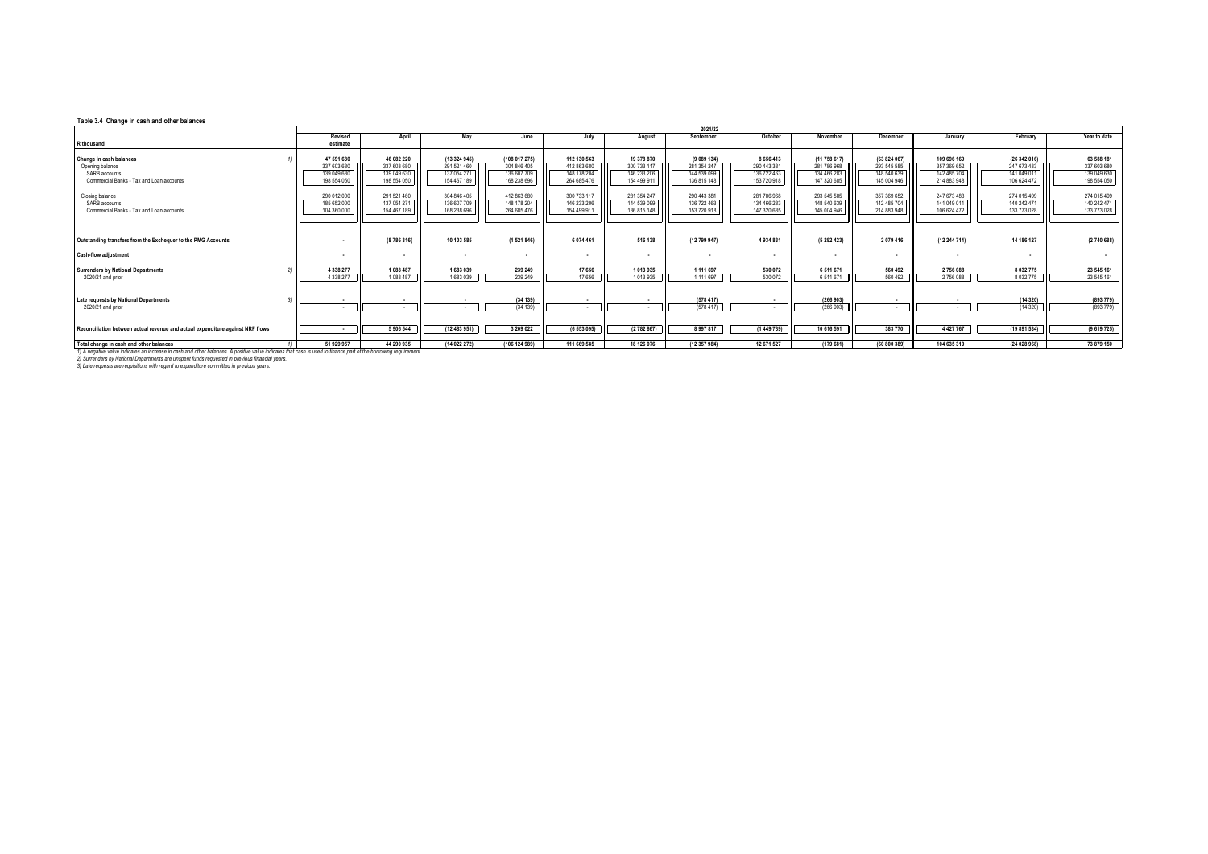**Table 3.4 Change in cash and other balances**

| R thousand | | 2021/22 Revised estimate | April | May | June | July | August | September | October | November | December | January | February | Year to date |
|---|---|---|---|---|---|---|---|---|---|---|---|---|---|---|
| **Change in cash balances** | 1) | **47 591 680** | **46 082 220** | **(13 324 945)** | **(108 017 275)** | **112 130 563** | **19 378 870** | **(9 089 134)** | **8 656 413** | **(11 758 617)** | **(63 824 067)** | **109 696 169** | **(26 342 016)** | **63 588 181** |
| Opening balance | | 337 603 680 | 337 603 680 | 291 521 460 | 304 846 405 | 412 863 680 | 300 733 117 | 281 354 247 | 290 443 381 | 281 786 968 | 293 545 585 | 357 369 652 | 247 673 483 | 337 603 680 |
| SARB accounts | | 139 049 630 | 139 049 630 | 137 054 271 | 136 607 709 | 148 178 204 | 146 233 206 | 144 539 099 | 136 722 463 | 134 466 283 | 148 540 639 | 142 485 704 | 141 049 011 | 139 049 630 |
| Commercial Banks - Tax and Loan accounts | | 198 554 050 | 198 554 050 | 154 467 189 | 168 238 696 | 264 685 476 | 154 499 911 | 136 815 148 | 153 720 918 | 147 320 685 | 145 004 946 | 214 883 948 | 106 624 472 | 198 554 050 |
| Closing balance | | 290 012 000 | 291 521 460 | 304 846 405 | 412 863 680 | 300 733 117 | 281 354 247 | 290 443 381 | 281 786 968 | 293 545 585 | 357 369 652 | 247 673 483 | 274 015 499 | 274 015 499 |
| SARB accounts | | 185 652 000 | 137 054 271 | 136 607 709 | 148 178 204 | 146 233 206 | 144 539 099 | 136 722 463 | 134 466 283 | 148 540 639 | 142 485 704 | 141 049 011 | 140 242 471 | 140 242 471 |
| Commercial Banks - Tax and Loan accounts | | 104 360 000 | 154 467 189 | 168 238 696 | 264 685 476 | 154 499 911 | 136 815 148 | 153 720 918 | 147 320 685 | 145 004 946 | 214 883 948 | 106 624 472 | 133 773 028 | 133 773 028 |
| **Outstanding transfers from the Exchequer to the PMG Accounts** | | **-** | **(8 786 316)** | **10 103 585** | **(1 521 846)** | **6 074 461** | **516 138** | **(12 799 947)** | **4 934 831** | **(5 282 423)** | **2 079 416** | **(12 244 714)** | **14 186 127** | **(2 740 688)** |
| **Cash-flow adjustment** | | **-** | **-** | **-** | **-** | **-** | **-** | **-** | **-** | **-** | **-** | **-** | **-** | **-** |
| **Surrenders by National Departments** | 2) | **4 338 277** | **1 088 487** | **1 683 039** | **239 249** | **17 656** | **1 013 935** | **1 111 697** | **530 072** | **6 511 671** | **560 492** | **2 756 088** | **8 032 775** | **23 545 161** |
| 2020/21 and prior | | 4 338 277 | 1 088 487 | 1 683 039 | 239 249 | 17 656 | 1 013 935 | 1 111 697 | 530 072 | 6 511 671 | 560 492 | 2 756 088 | 8 032 775 | 23 545 161 |
| **Late requests by National Departments** | 3) | **-** | **-** | **-** | **(34 139)** | **-** | **-** | **(578 417)** | **-** | **(266 903)** | **-** | **-** | **(14 320)** | **(893 779)** |
| 2020/21 and prior | | - | - | - | (34 139) | - | - | (578 417) | - | (266 903) | - | - | (14 320) | (893 779) |
| **Reconciliation between actual revenue and actual expenditure against NRF flows** | | **-** | **5 906 544** | **(12 483 951)** | **3 209 022** | **(6 553 095)** | **(2 782 867)** | **8 997 817** | **(1 449 789)** | **10 616 591** | **383 770** | **4 427 767** | **(19 891 534)** | **(9 619 725)** |
| **Total change in cash and other balances** | 1) | **51 929 957** | **44 290 935** | **(14 022 272)** | **(106 124 989)** | **111 669 585** | **18 126 076** | **(12 357 984)** | **12 671 527** | **(179 681)** | **(60 800 389)** | **104 635 310** | **(24 028 968)** | **73 879 150** |

*1) A negative value indicates an increase in cash and other balances. A positive value indicates that cash is used to finance part of the borrowing requirement.*
*2) Surrenders by National Departments are unspent funds requested in previous financial years.*
*3) Late requests are requisitions with regard to expenditure committed in previous years.*